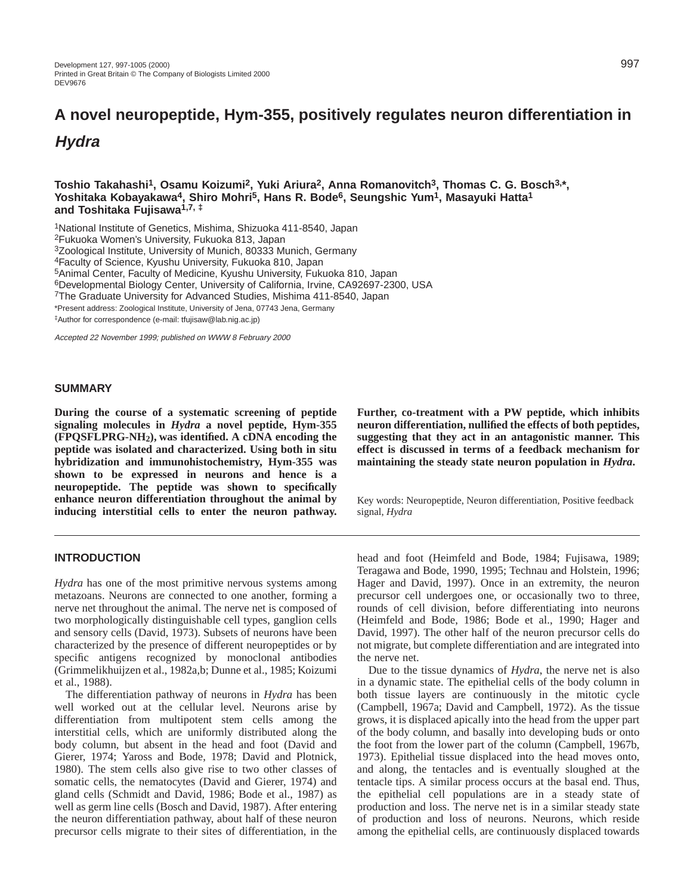# A novel neuropeptide, Hym-355, positively regulates neuron differentiation in *Hydra*

**Toshio Takahashi[1], Osamu Koizumi[2], Yuki Ariura[2], Anna Romanovitch[3], Thomas C. G. Bosch[3,*], Yoshitaka Kobayakawa[4], Shiro Mohri[5], Hans R. Bode[6], Seungshic Yum[1], Masayuki Hatta[1] and Toshitaka Fujisawa[1,7,‡]**

[1]National Institute of Genetics, Mishima, Shizuoka 411-8540, Japan
[2]Fukuoka Women's University, Fukuoka 813, Japan
[3]Zoological Institute, University of Munich, 80333 Munich, Germany
[4]Faculty of Science, Kyushu University, Fukuoka 810, Japan
[5]Animal Center, Faculty of Medicine, Kyushu University, Fukuoka 810, Japan
[6]Developmental Biology Center, University of California, Irvine, CA92697-2300, USA
[7]The Graduate University for Advanced Studies, Mishima 411-8540, Japan
*Present address: Zoological Institute, University of Jena, 07743 Jena, Germany
‡Author for correspondence (e-mail: tfujisaw@lab.nig.ac.jp)

*Accepted 22 November 1999; published on WWW 8 February 2000*

## SUMMARY

**During the course of a systematic screening of peptide signaling molecules in *Hydra* a novel peptide, Hym-355 (FPQSFLPRG-$NH_2$), was identified. A cDNA encoding the peptide was isolated and characterized. Using both in situ hybridization and immunohistochemistry, Hym-355 was shown to be expressed in neurons and hence is a neuropeptide. The peptide was shown to specifically enhance neuron differentiation throughout the animal by inducing interstitial cells to enter the neuron pathway. Further, co-treatment with a PW peptide, which inhibits neuron differentiation, nullified the effects of both peptides, suggesting that they act in an antagonistic manner. This effect is discussed in terms of a feedback mechanism for maintaining the steady state neuron population in *Hydra*.**

Key words: Neuropeptide, Neuron differentiation, Positive feedback signal, *Hydra*

## INTRODUCTION

*Hydra* has one of the most primitive nervous systems among metazoans. Neurons are connected to one another, forming a nerve net throughout the animal. The nerve net is composed of two morphologically distinguishable cell types, ganglion cells and sensory cells (David, 1973). Subsets of neurons have been characterized by the presence of different neuropeptides or by specific antigens recognized by monoclonal antibodies (Grimmelikhuijzen et al., 1982a,b; Dunne et al., 1985; Koizumi et al., 1988).

The differentiation pathway of neurons in *Hydra* has been well worked out at the cellular level. Neurons arise by differentiation from multipotent stem cells among the interstitial cells, which are uniformly distributed along the body column, but absent in the head and foot (David and Gierer, 1974; Yaross and Bode, 1978; David and Plotnick, 1980). The stem cells also give rise to two other classes of somatic cells, the nematocytes (David and Gierer, 1974) and gland cells (Schmidt and David, 1986; Bode et al., 1987) as well as germ line cells (Bosch and David, 1987). After entering the neuron differentiation pathway, about half of these neuron precursor cells migrate to their sites of differentiation, in the head and foot (Heimfeld and Bode, 1984; Fujisawa, 1989; Teragawa and Bode, 1990, 1995; Technau and Holstein, 1996; Hager and David, 1997). Once in an extremity, the neuron precursor cell undergoes one, or occasionally two to three, rounds of cell division, before differentiating into neurons (Heimfeld and Bode, 1986; Bode et al., 1990; Hager and David, 1997). The other half of the neuron precursor cells do not migrate, but complete differentiation and are integrated into the nerve net.

Due to the tissue dynamics of *Hydra*, the nerve net is also in a dynamic state. The epithelial cells of the body column in both tissue layers are continuously in the mitotic cycle (Campbell, 1967a; David and Campbell, 1972). As the tissue grows, it is displaced apically into the head from the upper part of the body column, and basally into developing buds or onto the foot from the lower part of the column (Campbell, 1967b, 1973). Epithelial tissue displaced into the head moves onto, and along, the tentacles and is eventually sloughed at the tentacle tips. A similar process occurs at the basal end. Thus, the epithelial cell populations are in a steady state of production and loss. The nerve net is in a similar steady state of production and loss of neurons. Neurons, which reside among the epithelial cells, are continuously displaced towards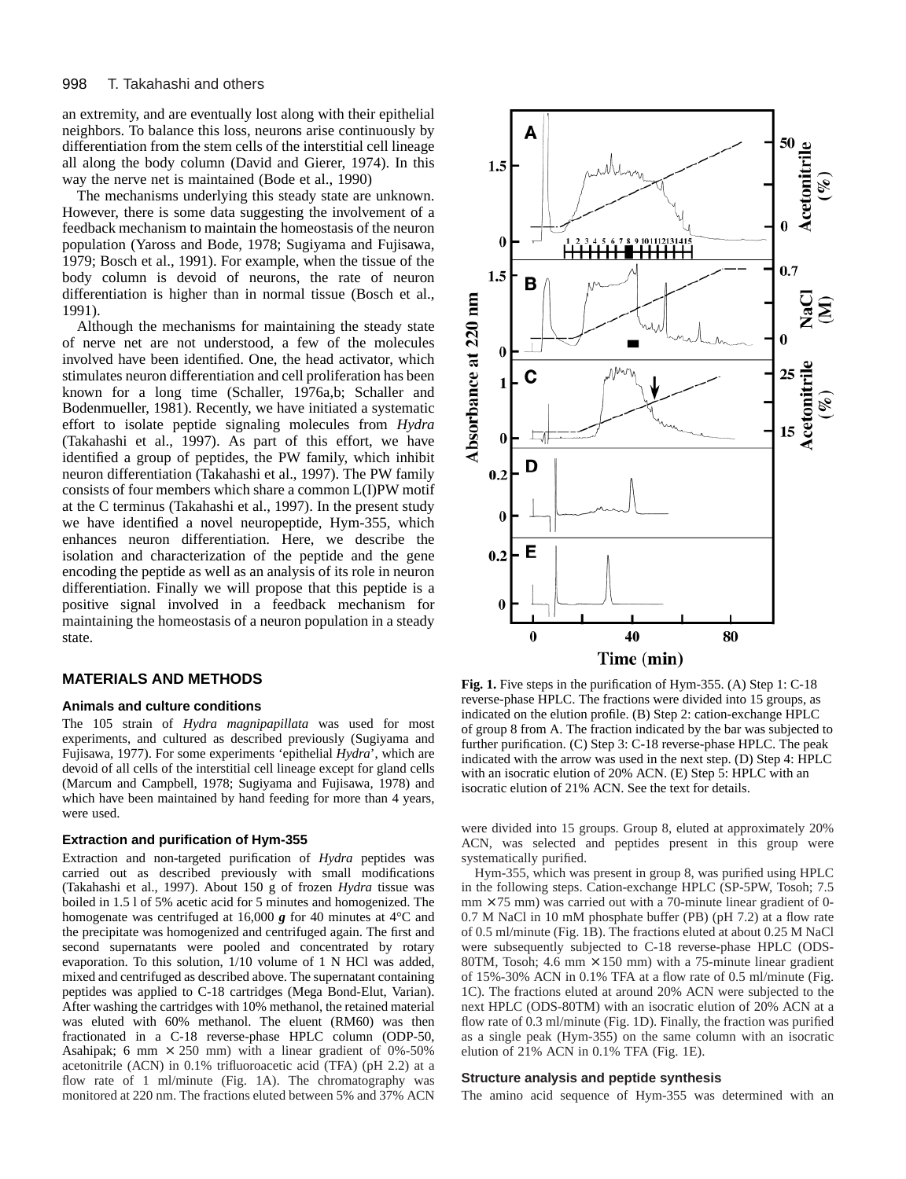an extremity, and are eventually lost along with their epithelial neighbors. To balance this loss, neurons arise continuously by differentiation from the stem cells of the interstitial cell lineage all along the body column (David and Gierer, 1974). In this way the nerve net is maintained (Bode et al., 1990)

The mechanisms underlying this steady state are unknown. However, there is some data suggesting the involvement of a feedback mechanism to maintain the homeostasis of the neuron population (Yaross and Bode, 1978; Sugiyama and Fujisawa, 1979; Bosch et al., 1991). For example, when the tissue of the body column is devoid of neurons, the rate of neuron differentiation is higher than in normal tissue (Bosch et al., 1991).

Although the mechanisms for maintaining the steady state of nerve net are not understood, a few of the molecules involved have been identified. One, the head activator, which stimulates neuron differentiation and cell proliferation has been known for a long time (Schaller, 1976a,b; Schaller and Bodenmueller, 1981). Recently, we have initiated a systematic effort to isolate peptide signaling molecules from *Hydra* (Takahashi et al., 1997). As part of this effort, we have identified a group of peptides, the PW family, which inhibit neuron differentiation (Takahashi et al., 1997). The PW family consists of four members which share a common L(I)PW motif at the C terminus (Takahashi et al., 1997). In the present study we have identified a novel neuropeptide, Hym-355, which enhances neuron differentiation. Here, we describe the isolation and characterization of the peptide and the gene encoding the peptide as well as an analysis of its role in neuron differentiation. Finally we will propose that this peptide is a positive signal involved in a feedback mechanism for maintaining the homeostasis of a neuron population in a steady state.

## MATERIALS AND METHODS

### Animals and culture conditions

The 105 strain of *Hydra magnipapillata* was used for most experiments, and cultured as described previously (Sugiyama and Fujisawa, 1977). For some experiments 'epithelial *Hydra*', which are devoid of all cells of the interstitial cell lineage except for gland cells (Marcum and Campbell, 1978; Sugiyama and Fujisawa, 1978) and which have been maintained by hand feeding for more than 4 years, were used.

### Extraction and purification of Hym-355

Extraction and non-targeted purification of *Hydra* peptides was carried out as described previously with small modifications (Takahashi et al., 1997). About 150 g of frozen *Hydra* tissue was boiled in 1.5 l of 5% acetic acid for 5 minutes and homogenized. The homogenate was centrifuged at 16,000 ***g*** for 40 minutes at 4°C and the precipitate was homogenized and centrifuged again. The first and second supernatants were pooled and concentrated by rotary evaporation. To this solution, 1/10 volume of 1 N HCl was added, mixed and centrifuged as described above. The supernatant containing peptides was applied to C-18 cartridges (Mega Bond-Elut, Varian). After washing the cartridges with 10% methanol, the retained material was eluted with 60% methanol. The eluent (RM60) was then fractionated in a C-18 reverse-phase HPLC column (ODP-50, Asahipak; 6 mm × 250 mm) with a linear gradient of 0%-50% acetonitrile (ACN) in 0.1% trifluoroacetic acid (TFA) (pH 2.2) at a flow rate of 1 ml/minute (Fig. 1A). The chromatography was monitored at 220 nm. The fractions eluted between 5% and 37% ACN were divided into 15 groups. Group 8, eluted at approximately 20% ACN, was selected and peptides present in this group were systematically purified.

Hym-355, which was present in group 8, was purified using HPLC in the following steps. Cation-exchange HPLC (SP-5PW, Tosoh; 7.5 mm × 75 mm) was carried out with a 70-minute linear gradient of 0-0.7 M NaCl in 10 mM phosphate buffer (PB) (pH 7.2) at a flow rate of 0.5 ml/minute (Fig. 1B). The fractions eluted at about 0.25 M NaCl were subsequently subjected to C-18 reverse-phase HPLC (ODS-80TM, Tosoh; 4.6 mm × 150 mm) with a 75-minute linear gradient of 15%-30% ACN in 0.1% TFA at a flow rate of 0.5 ml/minute (Fig. 1C). The fractions eluted at around 20% ACN were subjected to the next HPLC (ODS-80TM) with an isocratic elution of 20% ACN at a flow rate of 0.3 ml/minute (Fig. 1D). Finally, the fraction was purified as a single peak (Hym-355) on the same column with an isocratic elution of 21% ACN in 0.1% TFA (Fig. 1E).

**Fig. 1.** Five steps in the purification of Hym-355. (A) Step 1: C-18 reverse-phase HPLC. The fractions were divided into 15 groups, as indicated on the elution profile. (B) Step 2: cation-exchange HPLC of group 8 from A. The fraction indicated by the bar was subjected to further purification. (C) Step 3: C-18 reverse-phase HPLC. The peak indicated with the arrow was used in the next step. (D) Step 4: HPLC with an isocratic elution of 20% ACN. (E) Step 5: HPLC with an isocratic elution of 21% ACN. See the text for details.

### Structure analysis and peptide synthesis

The amino acid sequence of Hym-355 was determined with an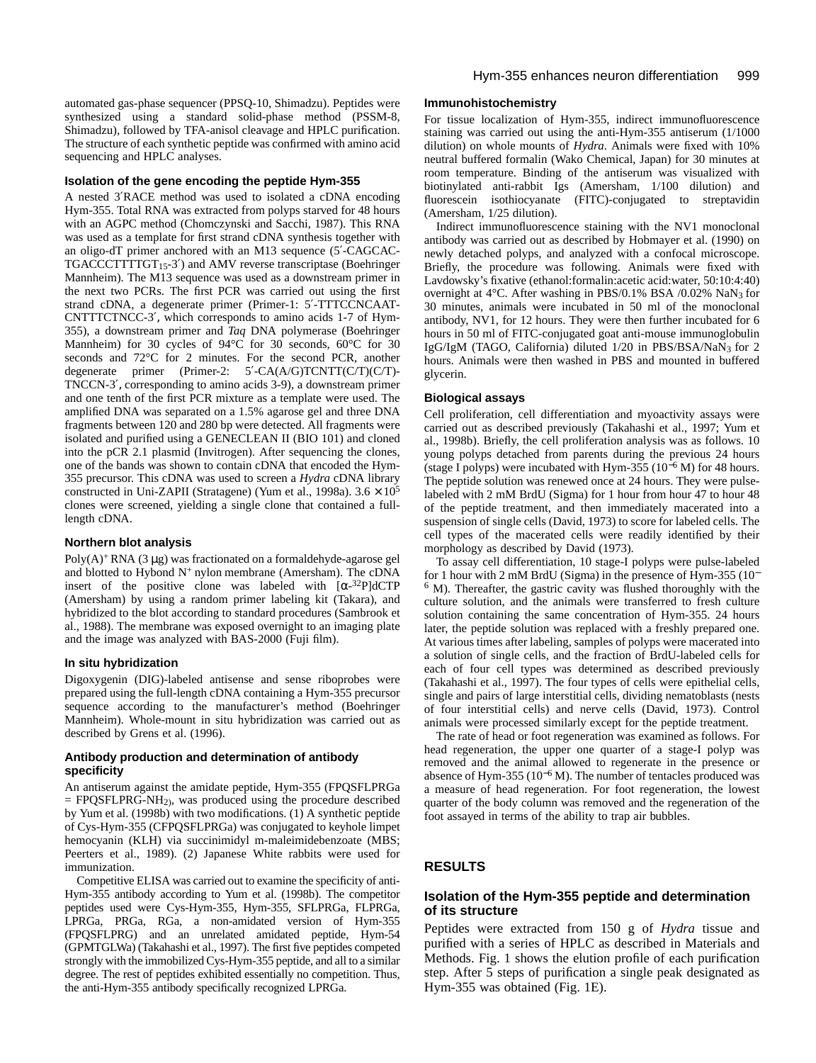automated gas-phase sequencer (PPSQ-10, Shimadzu). Peptides were synthesized using a standard solid-phase method (PSSM-8, Shimadzu), followed by TFA-anisol cleavage and HPLC purification. The structure of each synthetic peptide was confirmed with amino acid sequencing and HPLC analyses.

### Isolation of the gene encoding the peptide Hym-355

A nested 3′RACE method was used to isolated a cDNA encoding Hym-355. Total RNA was extracted from polyps starved for 48 hours with an AGPC method (Chomczynski and Sacchi, 1987). This RNA was used as a template for first strand cDNA synthesis together with an oligo-dT primer anchored with an M13 sequence (5′-CAGCAC-TGACCCTTTTGT$_{15}$-3′) and AMV reverse transcriptase (Boehringer Mannheim). The M13 sequence was used as a downstream primer in the next two PCRs. The first PCR was carried out using the first strand cDNA, a degenerate primer (Primer-1: 5′-TTTCCNCAAT-CNTTTCTNCC-3′, which corresponds to amino acids 1-7 of Hym-355), a downstream primer and *Taq* DNA polymerase (Boehringer Mannheim) for 30 cycles of 94°C for 30 seconds, 60°C for 30 seconds and 72°C for 2 minutes. For the second PCR, another degenerate primer (Primer-2: 5′-CA(A/G)TCNTT(C/T)(C/T)-TNCCN-3′, corresponding to amino acids 3-9), a downstream primer and one tenth of the first PCR mixture as a template were used. The amplified DNA was separated on a 1.5% agarose gel and three DNA fragments between 120 and 280 bp were detected. All fragments were isolated and purified using a GENECLEAN II (BIO 101) and cloned into the pCR 2.1 plasmid (Invitrogen). After sequencing the clones, one of the bands was shown to contain cDNA that encoded the Hym-355 precursor. This cDNA was used to screen a *Hydra* cDNA library constructed in Uni-ZAPII (Stratagene) (Yum et al., 1998a). $3.6\times10^5$ clones were screened, yielding a single clone that contained a full-length cDNA.

### Northern blot analysis

Poly(A)$^+$ RNA (3 μg) was fractionated on a formaldehyde-agarose gel and blotted to Hybond N$^+$ nylon membrane (Amersham). The cDNA insert of the positive clone was labeled with [α-$^{32}$P]dCTP (Amersham) by using a random primer labeling kit (Takara), and hybridized to the blot according to standard procedures (Sambrook et al., 1988). The membrane was exposed overnight to an imaging plate and the image was analyzed with BAS-2000 (Fuji film).

### In situ hybridization

Digoxygenin (DIG)-labeled antisense and sense riboprobes were prepared using the full-length cDNA containing a Hym-355 precursor sequence according to the manufacturer's method (Boehringer Mannheim). Whole-mount in situ hybridization was carried out as described by Grens et al. (1996).

### Antibody production and determination of antibody specificity

An antiserum against the amidate peptide, Hym-355 (FPQSFLPRGa = FPQSFLPRG-NH$_2$), was produced using the procedure described by Yum et al. (1998b) with two modifications. (1) A synthetic peptide of Cys-Hym-355 (CFPQSFLPRGa) was conjugated to keyhole limpet hemocyanin (KLH) via succinimidyl m-maleimidebenzoate (MBS; Peerters et al., 1989). (2) Japanese White rabbits were used for immunization.

Competitive ELISA was carried out to examine the specificity of anti-Hym-355 antibody according to Yum et al. (1998b). The competitor peptides used were Cys-Hym-355, Hym-355, SFLPRGa, FLPRGa, LPRGa, PRGa, RGa, a non-amidated version of Hym-355 (FPQSFLPRG) and an unrelated amidated peptide, Hym-54 (GPMTGLWa) (Takahashi et al., 1997). The first five peptides competed strongly with the immobilized Cys-Hym-355 peptide, and all to a similar degree. The rest of peptides exhibited essentially no competition. Thus, the anti-Hym-355 antibody specifically recognized LPRGa.

### Immunohistochemistry

For tissue localization of Hym-355, indirect immunofluorescence staining was carried out using the anti-Hym-355 antiserum (1/1000 dilution) on whole mounts of *Hydra*. Animals were fixed with 10% neutral buffered formalin (Wako Chemical, Japan) for 30 minutes at room temperature. Binding of the antiserum was visualized with biotinylated anti-rabbit Igs (Amersham, 1/100 dilution) and fluorescein isothiocyanate (FITC)-conjugated to streptavidin (Amersham, 1/25 dilution).

Indirect immunofluorescence staining with the NV1 monoclonal antibody was carried out as described by Hobmayer et al. (1990) on newly detached polyps, and analyzed with a confocal microscope. Briefly, the procedure was following. Animals were fixed with Lavdowsky's fixative (ethanol:formalin:acetic acid:water, 50:10:4:40) overnight at 4°C. After washing in PBS/0.1% BSA /0.02% $NaN_3$ for 30 minutes, animals were incubated in 50 ml of the monoclonal antibody, NV1, for 12 hours. They were then further incubated for 6 hours in 50 ml of FITC-conjugated goat anti-mouse immunoglobulin IgG/IgM (TAGO, California) diluted 1/20 in PBS/BSA/$NaN_3$ for 2 hours. Animals were then washed in PBS and mounted in buffered glycerin.

### Biological assays

Cell proliferation, cell differentiation and myoactivity assays were carried out as described previously (Takahashi et al., 1997; Yum et al., 1998b). Briefly, the cell proliferation analysis was as follows. 10 young polyps detached from parents during the previous 24 hours (stage I polyps) were incubated with Hym-355 ($10^{-6}$ M) for 48 hours. The peptide solution was renewed once at 24 hours. They were pulse-labeled with 2 mM BrdU (Sigma) for 1 hour from hour 47 to hour 48 of the peptide treatment, and then immediately macerated into a suspension of single cells (David, 1973) to score for labeled cells. The cell types of the macerated cells were readily identified by their morphology as described by David (1973).

To assay cell differentiation, 10 stage-I polyps were pulse-labeled for 1 hour with 2 mM BrdU (Sigma) in the presence of Hym-355 ($10^{-6}$ M). Thereafter, the gastric cavity was flushed thoroughly with the culture solution, and the animals were transferred to fresh culture solution containing the same concentration of Hym-355. 24 hours later, the peptide solution was replaced with a freshly prepared one. At various times after labeling, samples of polyps were macerated into a solution of single cells, and the fraction of BrdU-labeled cells for each of four cell types was determined as described previously (Takahashi et al., 1997). The four types of cells were epithelial cells, single and pairs of large interstitial cells, dividing nematoblasts (nests of four interstitial cells) and nerve cells (David, 1973). Control animals were processed similarly except for the peptide treatment.

The rate of head or foot regeneration was examined as follows. For head regeneration, the upper one quarter of a stage-I polyp was removed and the animal allowed to regenerate in the presence or absence of Hym-355 ($10^{-6}$ M). The number of tentacles produced was a measure of head regeneration. For foot regeneration, the lowest quarter of the body column was removed and the regeneration of the foot assayed in terms of the ability to trap air bubbles.

## RESULTS

### Isolation of the Hym-355 peptide and determination of its structure

Peptides were extracted from 150 g of *Hydra* tissue and purified with a series of HPLC as described in Materials and Methods. Fig. 1 shows the elution profile of each purification step. After 5 steps of purification a single peak designated as Hym-355 was obtained (Fig. 1E).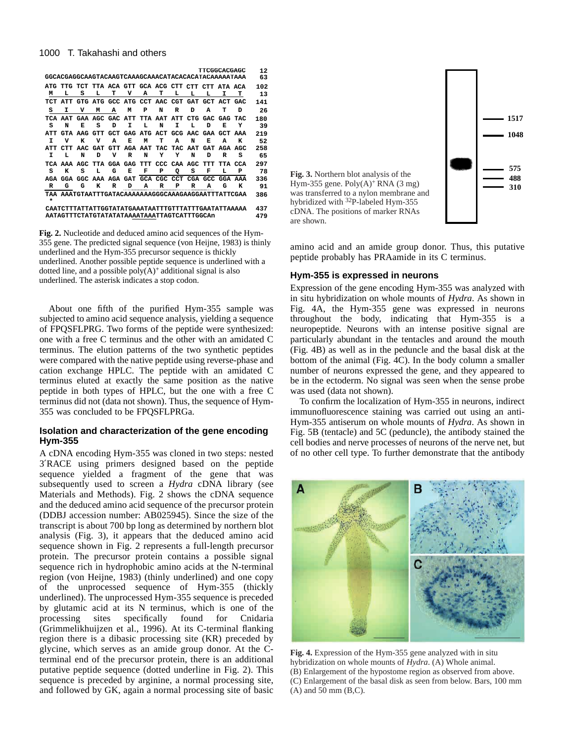```
                                                   TTCGGCACGAGC   12
GGCACGAGGCAAGTACAAGTCAAAGCAAACATACACACATACAAAAATAAA              63

ATG TTG TCT TTA ACA GTT GCA ACG CTT CTT CTT ATA ACA             102
 M   L   S   L   T   V   A   T   L   L   L   I   T               13
TCT ATT GTG ATG GCC ATG CCT AAC CGT GAT GCT ACT GAC             141
 S   I   V   M   A   M   P   N   R   D   A   T   D               26
TCA AAT GAA AGC GAC ATT TTA AAT ATT CTG GAC GAG TAC             180
 S   N   E   S   D   I   L   N   I   L   D   E   Y               39
ATT GTA AAG GTT GCT GAG ATG ACT GCG AAC GAA GCT AAA             219
 I   V   K   V   A   E   M   T   A   N   E   A   K               52
ATT CTT AAC GAT GTT AGA AAT TAC TAC AAT GAT AGA AGC             258
 I   L   N   D   V   R   N   Y   Y   N   D   R   S               65
TCA AAA AGC TTA GGA GAG TTT CCC CAA AGC TTT TTA CCA             297
 S   K   S   L   G   E   F   P   Q   S   F   L   P               78
AGA GGA GGC AAA AGA GAT GCA CGC CCT CGA GCC GGA AAA             336
 R   G   G   K   R   D   A   R   P   R   A   G   K               91
TAA AAATGTAATTTGATACAAAAAAAGGGCAAAGAAGGAATTTATTCGAA             386
 *
CAATCTTTATTATTGGTATATGAAATAATTTGTTTATTTGAATATTAAAAA             437
AATAGTTTCTATGTATATATAAAATAAATTAGTCATTTGGCAn                      479
```

**Fig. 2.** Nucleotide and deduced amino acid sequences of the Hym-355 gene. The predicted signal sequence (von Heijne, 1983) is thinly underlined and the Hym-355 precursor sequence is thickly underlined. Another possible peptide sequence is underlined with a dotted line, and a possible poly(A)$^+$ additional signal is also underlined. The asterisk indicates a stop codon.

About one fifth of the purified Hym-355 sample was subjected to amino acid sequence analysis, yielding a sequence of FPQSFLPRG. Two forms of the peptide were synthesized: one with a free C terminus and the other with an amidated C terminus. The elution patterns of the two synthetic peptides were compared with the native peptide using reverse-phase and cation exchange HPLC. The peptide with an amidated C terminus eluted at exactly the same position as the native peptide in both types of HPLC, but the one with a free C terminus did not (data not shown). Thus, the sequence of Hym-355 was concluded to be FPQSFLPRGa.

## Isolation and characterization of the gene encoding Hym-355

A cDNA encoding Hym-355 was cloned in two steps: nested 3′RACE using primers designed based on the peptide sequence yielded a fragment of the gene that was subsequently used to screen a *Hydra* cDNA library (see Materials and Methods). Fig. 2 shows the cDNA sequence and the deduced amino acid sequence of the precursor protein (DDBJ accession number: AB025945). Since the size of the transcript is about 700 bp long as determined by northern blot analysis (Fig. 3), it appears that the deduced amino acid sequence shown in Fig. 2 represents a full-length precursor protein. The precursor protein contains a possible signal sequence rich in hydrophobic amino acids at the N-terminal region (von Heijne, 1983) (thinly underlined) and one copy of the unprocessed sequence of Hym-355 (thickly underlined). The unprocessed Hym-355 sequence is preceded by glutamic acid at its N terminus, which is one of the processing sites specifically found for Cnidaria (Grimmelikhuijzen et al., 1996). At its C-terminal flanking region there is a dibasic processing site (KR) preceded by glycine, which serves as an amide group donor. At the C-terminal end of the precursor protein, there is an additional putative peptide sequence (dotted underline in Fig. 2). This sequence is preceded by arginine, a normal processing site, and followed by GK, again a normal processing site of basic amino acid and an amide group donor. Thus, this putative peptide probably has PRAamide in its C terminus.

**Fig. 3.** Northern blot analysis of the Hym-355 gene. Poly(A)$^+$ RNA (3 mg) was transferred to a nylon membrane and hybridized with $^{32}$P-labeled Hym-355 cDNA. The positions of marker RNAs are shown.

## Hym-355 is expressed in neurons

Expression of the gene encoding Hym-355 was analyzed with in situ hybridization on whole mounts of *Hydra*. As shown in Fig. 4A, the Hym-355 gene was expressed in neurons throughout the body, indicating that Hym-355 is a neuropeptide. Neurons with an intense positive signal are particularly abundant in the tentacles and around the mouth (Fig. 4B) as well as in the peduncle and the basal disk at the bottom of the animal (Fig. 4C). In the body column a smaller number of neurons expressed the gene, and they appeared to be in the ectoderm. No signal was seen when the sense probe was used (data not shown).

To confirm the localization of Hym-355 in neurons, indirect immunofluorescence staining was carried out using an anti-Hym-355 antiserum on whole mounts of *Hydra*. As shown in Fig. 5B (tentacle) and 5C (peduncle), the antibody stained the cell bodies and nerve processes of neurons of the nerve net, but of no other cell type. To further demonstrate that the antibody

**Fig. 4.** Expression of the Hym-355 gene analyzed with in situ hybridization on whole mounts of *Hydra*. (A) Whole animal. (B) Enlargement of the hypostome region as observed from above. (C) Enlargement of the basal disk as seen from below. Bars, 100 mm (A) and 50 mm (B,C).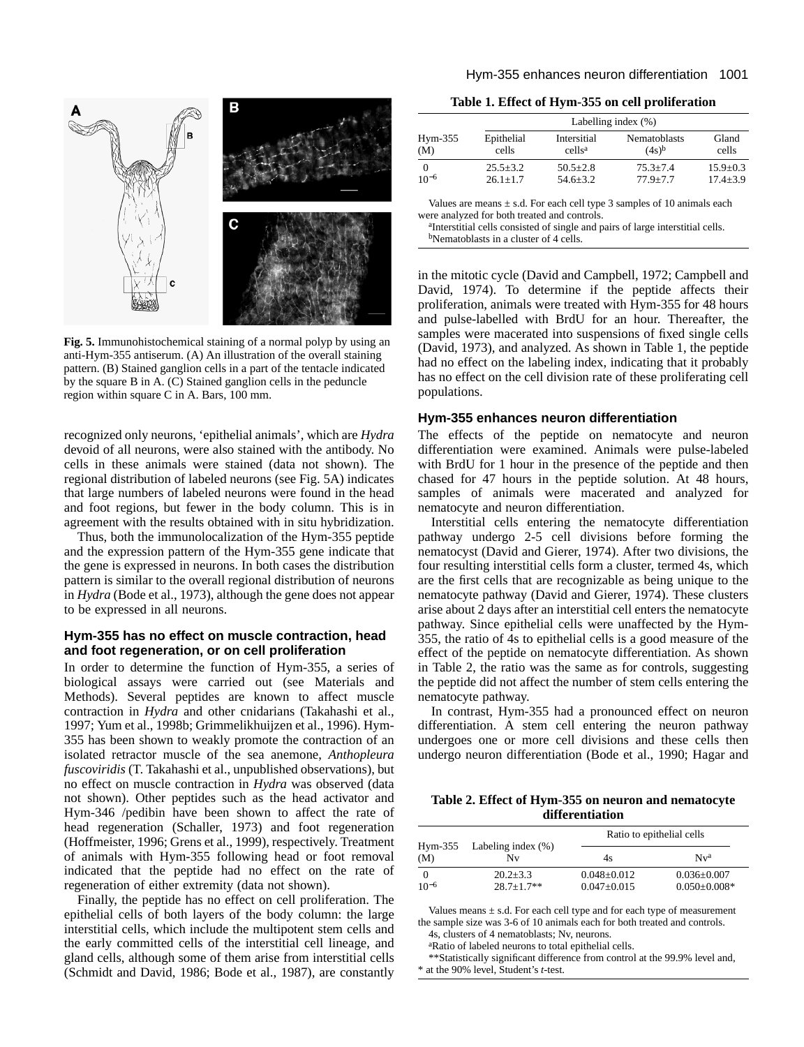Fig. 5. Immunohistochemical staining of a normal polyp by using an anti-Hym-355 antiserum. (A) An illustration of the overall staining pattern. (B) Stained ganglion cells in a part of the tentacle indicated by the square B in A. (C) Stained ganglion cells in the peduncle region within square C in A. Bars, 100 mm.

recognized only neurons, ‘epithelial animals’, which are *Hydra* devoid of all neurons, were also stained with the antibody. No cells in these animals were stained (data not shown). The regional distribution of labeled neurons (see Fig. 5A) indicates that large numbers of labeled neurons were found in the head and foot regions, but fewer in the body column. This is in agreement with the results obtained with in situ hybridization.

Thus, both the immunolocalization of the Hym-355 peptide and the expression pattern of the Hym-355 gene indicate that the gene is expressed in neurons. In both cases the distribution pattern is similar to the overall regional distribution of neurons in *Hydra* (Bode et al., 1973), although the gene does not appear to be expressed in all neurons.

### Hym-355 has no effect on muscle contraction, head and foot regeneration, or on cell proliferation

In order to determine the function of Hym-355, a series of biological assays were carried out (see Materials and Methods). Several peptides are known to affect muscle contraction in *Hydra* and other cnidarians (Takahashi et al., 1997; Yum et al., 1998b; Grimmelikhuijzen et al., 1996). Hym-355 has been shown to weakly promote the contraction of an isolated retractor muscle of the sea anemone, *Anthopleura fuscoviridis* (T. Takahashi et al., unpublished observations), but no effect on muscle contraction in *Hydra* was observed (data not shown). Other peptides such as the head activator and Hym-346 /pedibin have been shown to affect the rate of head regeneration (Schaller, 1973) and foot regeneration (Hoffmeister, 1996; Grens et al., 1999), respectively. Treatment of animals with Hym-355 following head or foot removal indicated that the peptide had no effect on the rate of regeneration of either extremity (data not shown).

Finally, the peptide has no effect on cell proliferation. The epithelial cells of both layers of the body column: the large interstitial cells, which include the multipotent stem cells and the early committed cells of the interstitial cell lineage, and gland cells, although some of them arise from interstitial cells (Schmidt and David, 1986; Bode et al., 1987), are constantly in the mitotic cycle (David and Campbell, 1972; Campbell and David, 1974). To determine if the peptide affects their proliferation, animals were treated with Hym-355 for 48 hours and pulse-labelled with BrdU for an hour. Thereafter, the samples were macerated into suspensions of fixed single cells (David, 1973), and analyzed. As shown in Table 1, the peptide had no effect on the labeling index, indicating that it probably has no effect on the cell division rate of these proliferating cell populations.

**Table 1. Effect of Hym-355 on cell proliferation**

| Hym-355 (M) | Labelling index (%) Epithelial cells | Intersitial cells[a] | Nematoblasts (4s)[b] | Gland cells |
|---|---|---|---|---|
| 0 | 25.5±3.2 | 50.5±2.8 | 75.3±7.4 | 15.9±0.3 |
| $10^{-6}$ | 26.1±1.7 | 54.6±3.2 | 77.9±7.7 | 17.4±3.9 |

Values are means ± s.d. For each cell type 3 samples of 10 animals each were analyzed for both treated and controls.
[a]Interstitial cells consisted of single and pairs of large interstitial cells.
[b]Nematoblasts in a cluster of 4 cells.

### Hym-355 enhances neuron differentiation

The effects of the peptide on nematocyte and neuron differentiation were examined. Animals were pulse-labeled with BrdU for 1 hour in the presence of the peptide and then chased for 47 hours in the peptide solution. At 48 hours, samples of animals were macerated and analyzed for nematocyte and neuron differentiation.

Interstitial cells entering the nematocyte differentiation pathway undergo 2-5 cell divisions before forming the nematocyst (David and Gierer, 1974). After two divisions, the four resulting interstitial cells form a cluster, termed 4s, which are the first cells that are recognizable as being unique to the nematocyte pathway (David and Gierer, 1974). These clusters arise about 2 days after an interstitial cell enters the nematocyte pathway. Since epithelial cells were unaffected by the Hym-355, the ratio of 4s to epithelial cells is a good measure of the effect of the peptide on nematocyte differentiation. As shown in Table 2, the ratio was the same as for controls, suggesting the peptide did not affect the number of stem cells entering the nematocyte pathway.

In contrast, Hym-355 had a pronounced effect on neuron differentiation. A stem cell entering the neuron pathway undergoes one or more cell divisions and these cells then undergo neuron differentiation (Bode et al., 1990; Hagar and

**Table 2. Effect of Hym-355 on neuron and nematocyte differentiation**

| Hym-355 (M) | Labeling index (%) Nv | Ratio to epithelial cells 4s | Nv[a] |
|---|---|---|---|
| 0 | 20.2±3.3 | 0.048±0.012 | 0.036±0.007 |
| $10^{-6}$ | 28.7±1.7** | 0.047±0.015 | 0.050±0.008* |

Values means ± s.d. For each cell type and for each type of measurement the sample size was 3-6 of 10 animals each for both treated and controls.
4s, clusters of 4 nematoblasts; Nv, neurons.
[a]Ratio of labeled neurons to total epithelial cells.
**Statistically significant difference from control at the 99.9% level and, * at the 90% level, Student’s *t*-test.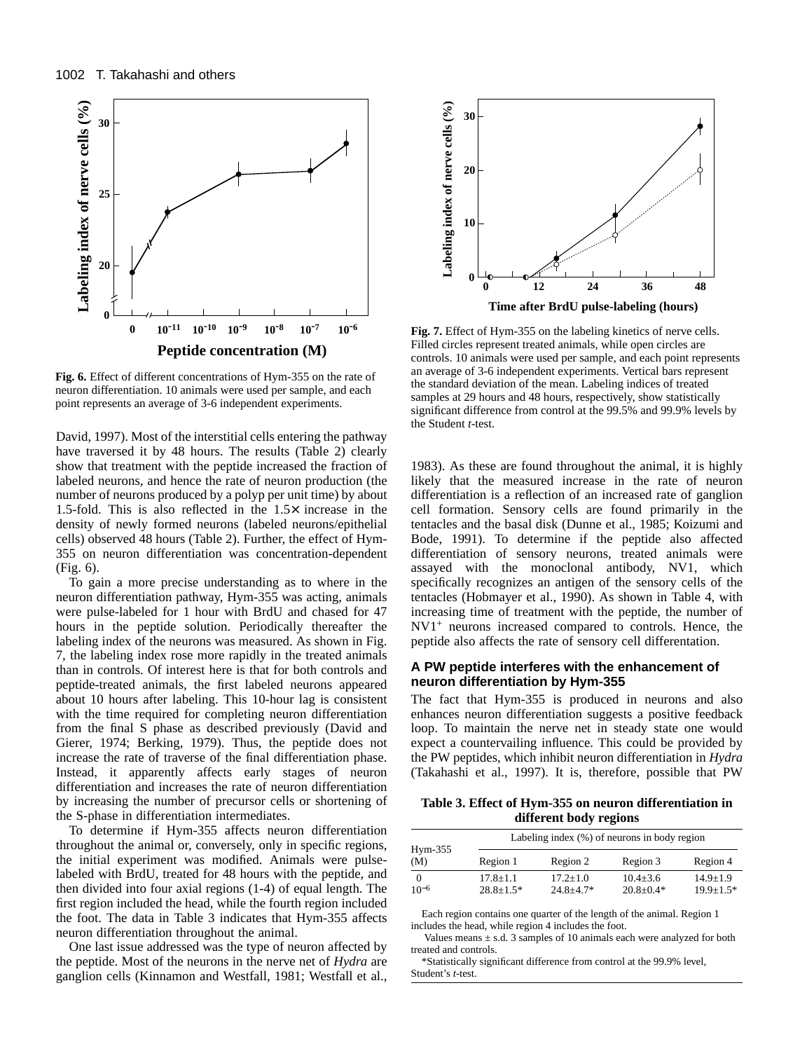Fig. 6. Effect of different concentrations of Hym-355 on the rate of neuron differentiation. 10 animals were used per sample, and each point represents an average of 3-6 independent experiments.

Fig. 7. Effect of Hym-355 on the labeling kinetics of nerve cells. Filled circles represent treated animals, while open circles are controls. 10 animals were used per sample, and each point represents an average of 3-6 independent experiments. Vertical bars represent the standard deviation of the mean. Labeling indices of treated samples at 29 hours and 48 hours, respectively, show statistically significant difference from control at the 99.5% and 99.9% levels by the Student *t*-test.

David, 1997). Most of the interstitial cells entering the pathway have traversed it by 48 hours. The results (Table 2) clearly show that treatment with the peptide increased the fraction of labeled neurons, and hence the rate of neuron production (the number of neurons produced by a polyp per unit time) by about 1.5-fold. This is also reflected in the 1.5× increase in the density of newly formed neurons (labeled neurons/epithelial cells) observed 48 hours (Table 2). Further, the effect of Hym-355 on neuron differentiation was concentration-dependent (Fig. 6).

To gain a more precise understanding as to where in the neuron differentiation pathway, Hym-355 was acting, animals were pulse-labeled for 1 hour with BrdU and chased for 47 hours in the peptide solution. Periodically thereafter the labeling index of the neurons was measured. As shown in Fig. 7, the labeling index rose more rapidly in the treated animals than in controls. Of interest here is that for both controls and peptide-treated animals, the first labeled neurons appeared about 10 hours after labeling. This 10-hour lag is consistent with the time required for completing neuron differentiation from the final S phase as described previously (David and Gierer, 1974; Berking, 1979). Thus, the peptide does not increase the rate of traverse of the final differentiation phase. Instead, it apparently affects early stages of neuron differentiation and increases the rate of neuron differentiation by increasing the number of precursor cells or shortening of the S-phase in differentiation intermediates.

To determine if Hym-355 affects neuron differentiation throughout the animal or, conversely, only in specific regions, the initial experiment was modified. Animals were pulse-labeled with BrdU, treated for 48 hours with the peptide, and then divided into four axial regions (1-4) of equal length. The first region included the head, while the fourth region included the foot. The data in Table 3 indicates that Hym-355 affects neuron differentiation throughout the animal.

One last issue addressed was the type of neuron affected by the peptide. Most of the neurons in the nerve net of *Hydra* are ganglion cells (Kinnamon and Westfall, 1981; Westfall et al., 1983). As these are found throughout the animal, it is highly likely that the measured increase in the rate of neuron differentiation is a reflection of an increased rate of ganglion cell formation. Sensory cells are found primarily in the tentacles and the basal disk (Dunne et al., 1985; Koizumi and Bode, 1991). To determine if the peptide also affected differentiation of sensory neurons, treated animals were assayed with the monoclonal antibody, NV1, which specifically recognizes an antigen of the sensory cells of the tentacles (Hobmayer et al., 1990). As shown in Table 4, with increasing time of treatment with the peptide, the number of $NV1^+$ neurons increased compared to controls. Hence, the peptide also affects the rate of sensory cell differentation.

### A PW peptide interferes with the enhancement of neuron differentiation by Hym-355

The fact that Hym-355 is produced in neurons and also enhances neuron differentiation suggests a positive feedback loop. To maintain the nerve net in steady state one would expect a countervailing influence. This could be provided by the PW peptides, which inhibit neuron differentiation in *Hydra* (Takahashi et al., 1997). It is, therefore, possible that PW

**Table 3. Effect of Hym-355 on neuron differentiation in different body regions**

| Hym-355 (M) | Labeling index (%) of neurons in body region | | | |
|---|---|---|---|---|
| | Region 1 | Region 2 | Region 3 | Region 4 |
| 0 | 17.8±1.1 | 17.2±1.0 | 10.4±3.6 | 14.9±1.9 |
| $10^{-6}$ | 28.8±1.5* | 24.8±4.7* | 20.8±0.4* | 19.9±1.5* |

Each region contains one quarter of the length of the animal. Region 1 includes the head, while region 4 includes the foot.

Values means ± s.d. 3 samples of 10 animals each were analyzed for both treated and controls.

*Statistically significant difference from control at the 99.9% level, Student's *t*-test.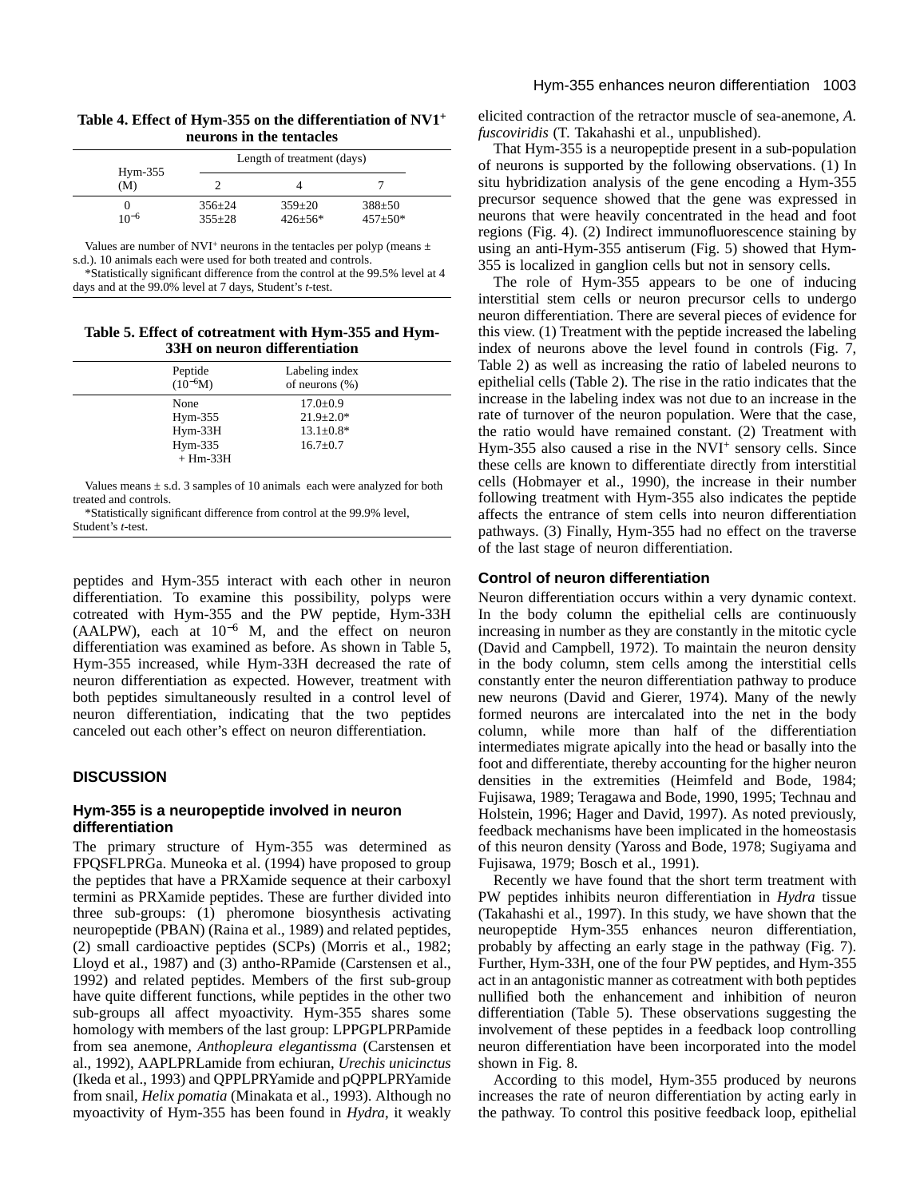**Table 4. Effect of Hym-355 on the differentiation of NV1$^+$ neurons in the tentacles**

| Hym-355 (M) | Length of treatment (days) | | |
|---|---|---|---|
| | 2 | 4 | 7 |
| 0 | 356±24 | 359±20 | 388±50 |
| $10^{-6}$ | 355±28 | 426±56* | 457±50* |

Values are number of NVI$^+$ neurons in the tentacles per polyp (means ± s.d.). 10 animals each were used for both treated and controls.

*Statistically significant difference from the control at the 99.5% level at 4 days and at the 99.0% level at 7 days, Student's *t*-test.

**Table 5. Effect of cotreatment with Hym-355 and Hym-33H on neuron differentiation**

| Peptide ($10^{-6}$M) | Labeling index of neurons (%) |
|---|---|
| None | 17.0±0.9 |
| Hym-355 | 21.9±2.0* |
| Hym-33H | 13.1±0.8* |
| Hym-335 + Hm-33H | 16.7±0.7 |

Values means ± s.d. 3 samples of 10 animals each were analyzed for both treated and controls.

*Statistically significant difference from control at the 99.9% level, Student's *t*-test.

peptides and Hym-355 interact with each other in neuron differentiation. To examine this possibility, polyps were cotreated with Hym-355 and the PW peptide, Hym-33H (AALPW), each at $10^{-6}$ M, and the effect on neuron differentiation was examined as before. As shown in Table 5, Hym-355 increased, while Hym-33H decreased the rate of neuron differentiation as expected. However, treatment with both peptides simultaneously resulted in a control level of neuron differentiation, indicating that the two peptides canceled out each other's effect on neuron differentiation.

## DISCUSSION

### Hym-355 is a neuropeptide involved in neuron differentiation

The primary structure of Hym-355 was determined as FPQSFLPRGa. Muneoka et al. (1994) have proposed to group the peptides that have a PRXamide sequence at their carboxyl termini as PRXamide peptides. These are further divided into three sub-groups: (1) pheromone biosynthesis activating neuropeptide (PBAN) (Raina et al., 1989) and related peptides, (2) small cardioactive peptides (SCPs) (Morris et al., 1982; Lloyd et al., 1987) and (3) antho-RPamide (Carstensen et al., 1992) and related peptides. Members of the first sub-group have quite different functions, while peptides in the other two sub-groups all affect myoactivity. Hym-355 shares some homology with members of the last group: LPPGPLPRPamide from sea anemone, *Anthopleura elegantissma* (Carstensen et al., 1992), AAPLPRLamide from echiuran, *Urechis unicinctus* (Ikeda et al., 1993) and QPPLPRYamide and pQPPLPRYamide from snail, *Helix pomatia* (Minakata et al., 1993). Although no myoactivity of Hym-355 has been found in *Hydra*, it weakly elicited contraction of the retractor muscle of sea-anemone, *A. fuscoviridis* (T. Takahashi et al., unpublished).

That Hym-355 is a neuropeptide present in a sub-population of neurons is supported by the following observations. (1) In situ hybridization analysis of the gene encoding a Hym-355 precursor sequence showed that the gene was expressed in neurons that were heavily concentrated in the head and foot regions (Fig. 4). (2) Indirect immunofluorescence staining by using an anti-Hym-355 antiserum (Fig. 5) showed that Hym-355 is localized in ganglion cells but not in sensory cells.

The role of Hym-355 appears to be one of inducing interstitial stem cells or neuron precursor cells to undergo neuron differentiation. There are several pieces of evidence for this view. (1) Treatment with the peptide increased the labeling index of neurons above the level found in controls (Fig. 7, Table 2) as well as increasing the ratio of labeled neurons to epithelial cells (Table 2). The rise in the ratio indicates that the increase in the labeling index was not due to an increase in the rate of turnover of the neuron population. Were that the case, the ratio would have remained constant. (2) Treatment with Hym-355 also caused a rise in the NVI$^+$ sensory cells. Since these cells are known to differentiate directly from interstitial cells (Hobmayer et al., 1990), the increase in their number following treatment with Hym-355 also indicates the peptide affects the entrance of stem cells into neuron differentiation pathways. (3) Finally, Hym-355 had no effect on the traverse of the last stage of neuron differentiation.

### Control of neuron differentiation

Neuron differentiation occurs within a very dynamic context. In the body column the epithelial cells are continuously increasing in number as they are constantly in the mitotic cycle (David and Campbell, 1972). To maintain the neuron density in the body column, stem cells among the interstitial cells constantly enter the neuron differentiation pathway to produce new neurons (David and Gierer, 1974). Many of the newly formed neurons are intercalated into the net in the body column, while more than half of the differentiation intermediates migrate apically into the head or basally into the foot and differentiate, thereby accounting for the higher neuron densities in the extremities (Heimfeld and Bode, 1984; Fujisawa, 1989; Teragawa and Bode, 1990, 1995; Technau and Holstein, 1996; Hager and David, 1997). As noted previously, feedback mechanisms have been implicated in the homeostasis of this neuron density (Yaross and Bode, 1978; Sugiyama and Fujisawa, 1979; Bosch et al., 1991).

Recently we have found that the short term treatment with PW peptides inhibits neuron differentiation in *Hydra* tissue (Takahashi et al., 1997). In this study, we have shown that the neuropeptide Hym-355 enhances neuron differentiation, probably by affecting an early stage in the pathway (Fig. 7). Further, Hym-33H, one of the four PW peptides, and Hym-355 act in an antagonistic manner as cotreatment with both peptides nullified both the enhancement and inhibition of neuron differentiation (Table 5). These observations suggesting the involvement of these peptides in a feedback loop controlling neuron differentiation have been incorporated into the model shown in Fig. 8.

According to this model, Hym-355 produced by neurons increases the rate of neuron differentiation by acting early in the pathway. To control this positive feedback loop, epithelial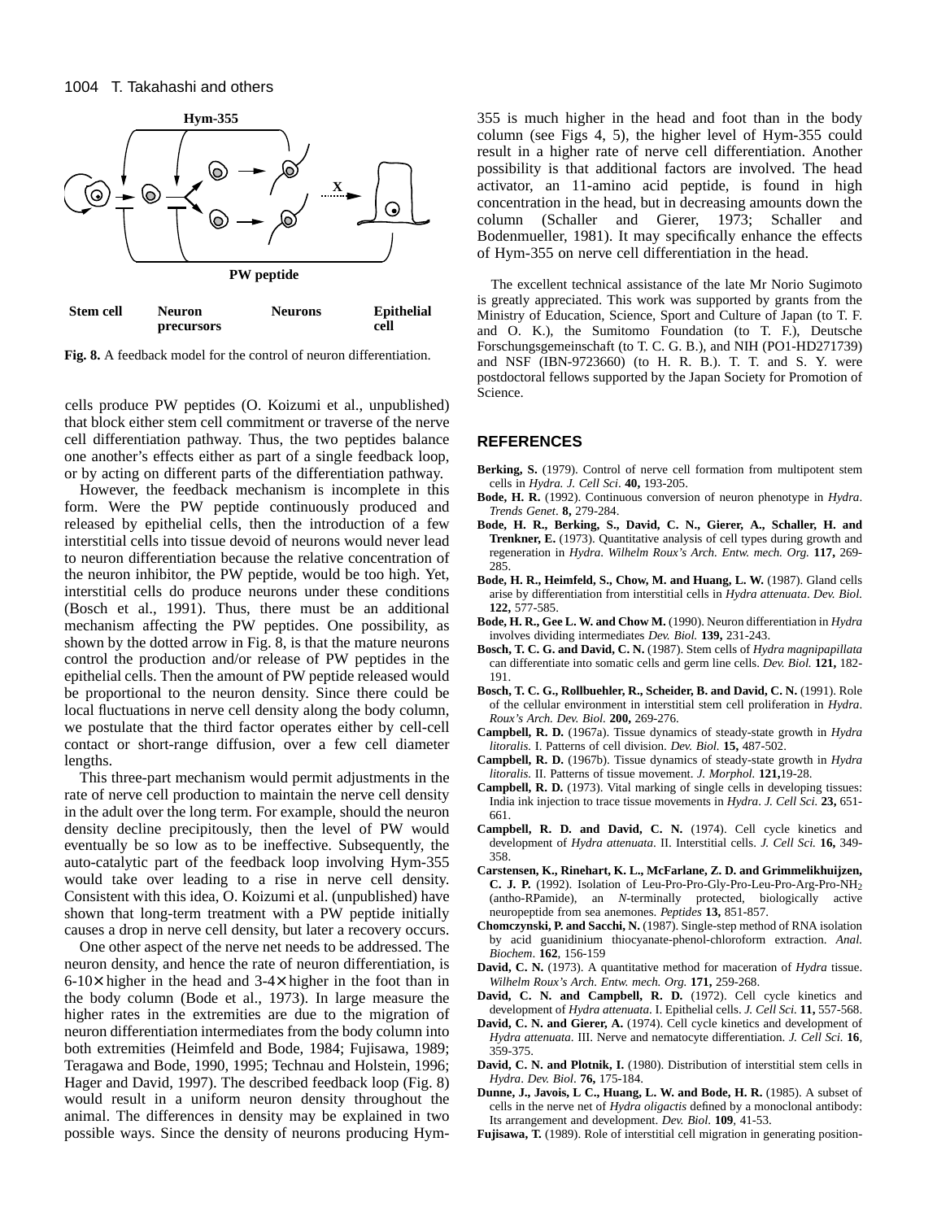Fig. 8. A feedback model for the control of neuron differentiation.

cells produce PW peptides (O. Koizumi et al., unpublished) that block either stem cell commitment or traverse of the nerve cell differentiation pathway. Thus, the two peptides balance one another's effects either as part of a single feedback loop, or by acting on different parts of the differentiation pathway.

However, the feedback mechanism is incomplete in this form. Were the PW peptide continuously produced and released by epithelial cells, then the introduction of a few interstitial cells into tissue devoid of neurons would never lead to neuron differentiation because the relative concentration of the neuron inhibitor, the PW peptide, would be too high. Yet, interstitial cells do produce neurons under these conditions (Bosch et al., 1991). Thus, there must be an additional mechanism affecting the PW peptides. One possibility, as shown by the dotted arrow in Fig. 8, is that the mature neurons control the production and/or release of PW peptides in the epithelial cells. Then the amount of PW peptide released would be proportional to the neuron density. Since there could be local fluctuations in nerve cell density along the body column, we postulate that the third factor operates either by cell-cell contact or short-range diffusion, over a few cell diameter lengths.

This three-part mechanism would permit adjustments in the rate of nerve cell production to maintain the nerve cell density in the adult over the long term. For example, should the neuron density decline precipitously, then the level of PW would eventually be so low as to be ineffective. Subsequently, the auto-catalytic part of the feedback loop involving Hym-355 would take over leading to a rise in nerve cell density. Consistent with this idea, O. Koizumi et al. (unpublished) have shown that long-term treatment with a PW peptide initially causes a drop in nerve cell density, but later a recovery occurs.

One other aspect of the nerve net needs to be addressed. The neuron density, and hence the rate of neuron differentiation, is 6-10× higher in the head and 3-4× higher in the foot than in the body column (Bode et al., 1973). In large measure the higher rates in the extremities are due to the migration of neuron differentiation intermediates from the body column into both extremities (Heimfeld and Bode, 1984; Fujisawa, 1989; Teragawa and Bode, 1990, 1995; Technau and Holstein, 1996; Hager and David, 1997). The described feedback loop (Fig. 8) would result in a uniform neuron density throughout the animal. The differences in density may be explained in two possible ways. Since the density of neurons producing Hym-355 is much higher in the head and foot than in the body column (see Figs 4, 5), the higher level of Hym-355 could result in a higher rate of nerve cell differentiation. Another possibility is that additional factors are involved. The head activator, an 11-amino acid peptide, is found in high concentration in the head, but in decreasing amounts down the column (Schaller and Gierer, 1973; Schaller and Bodenmueller, 1981). It may specifically enhance the effects of Hym-355 on nerve cell differentiation in the head.

The excellent technical assistance of the late Mr Norio Sugimoto is greatly appreciated. This work was supported by grants from the Ministry of Education, Science, Sport and Culture of Japan (to T. F. and O. K.), the Sumitomo Foundation (to T. F.), Deutsche Forschungsgemeinschaft (to T. C. G. B.), and NIH (PO1-HD271739) and NSF (IBN-9723660) (to H. R. B.). T. T. and S. Y. were postdoctoral fellows supported by the Japan Society for Promotion of Science.

## REFERENCES

**Berking, S.** (1979). Control of nerve cell formation from multipotent stem cells in *Hydra*. *J. Cell Sci.* **40,** 193-205.

**Bode, H. R.** (1992). Continuous conversion of neuron phenotype in *Hydra*. *Trends Genet*. **8,** 279-284.

**Bode, H. R., Berking, S., David, C. N., Gierer, A., Schaller, H. and Trenkner, E.** (1973). Quantitative analysis of cell types during growth and regeneration in *Hydra*. *Wilhelm Roux's Arch. Entw. mech. Org.* **117,** 269-285.

**Bode, H. R., Heimfeld, S., Chow, M. and Huang, L. W.** (1987). Gland cells arise by differentiation from interstitial cells in *Hydra attenuata*. *Dev. Biol.* **122,** 577-585.

**Bode, H. R., Gee L. W. and Chow M.** (1990). Neuron differentiation in *Hydra* involves dividing intermediates *Dev. Biol.* **139,** 231-243.

**Bosch, T. C. G. and David, C. N.** (1987). Stem cells of *Hydra magnipapillata* can differentiate into somatic cells and germ line cells. *Dev. Biol.* **121,** 182-191.

**Bosch, T. C. G., Rollbuehler, R., Scheider, B. and David, C. N.** (1991). Role of the cellular environment in interstitial stem cell proliferation in *Hydra*. *Roux's Arch. Dev. Biol.* **200,** 269-276.

**Campbell, R. D.** (1967a). Tissue dynamics of steady-state growth in *Hydra litoralis*. I. Patterns of cell division. *Dev. Biol.* **15,** 487-502.

**Campbell, R. D.** (1967b). Tissue dynamics of steady-state growth in *Hydra litoralis*. II. Patterns of tissue movement. *J. Morphol.* **121,**19-28.

**Campbell, R. D.** (1973). Vital marking of single cells in developing tissues: India ink injection to trace tissue movements in *Hydra*. *J. Cell Sci.* **23,** 651-661.

**Campbell, R. D. and David, C. N.** (1974). Cell cycle kinetics and development of *Hydra attenuata*. II. Interstitial cells. *J. Cell Sci.* **16,** 349-358.

**Carstensen, K., Rinehart, K. L., McFarlane, Z. D. and Grimmelikhuijzen, C. J. P.** (1992). Isolation of Leu-Pro-Pro-Gly-Pro-Leu-Pro-Arg-Pro-$NH_2$ (antho-RPamide), an *N*-terminally protected, biologically active neuropeptide from sea anemones. *Peptides* **13,** 851-857.

**Chomczynski, P. and Sacchi, N.** (1987). Single-step method of RNA isolation by acid guanidinium thiocyanate-phenol-chloroform extraction. *Anal. Biochem*. **162**, 156-159

**David, C. N.** (1973). A quantitative method for maceration of *Hydra* tissue. *Wilhelm Roux's Arch. Entw. mech. Org.* **171,** 259-268.

**David, C. N. and Campbell, R. D.** (1972). Cell cycle kinetics and development of *Hydra attenuata*. I. Epithelial cells. *J. Cell Sci.* **11,** 557-568.

**David, C. N. and Gierer, A.** (1974). Cell cycle kinetics and development of *Hydra attenuata*. III. Nerve and nematocyte differentiation. *J. Cell Sci.* **16**, 359-375.

**David, C. N. and Plotnik, I.** (1980). Distribution of interstitial stem cells in *Hydra*. *Dev. Biol*. **76,** 175-184.

**Dunne, J., Javois, L C., Huang, L. W. and Bode, H. R.** (1985). A subset of cells in the nerve net of *Hydra oligactis* defined by a monoclonal antibody: Its arrangement and development. *Dev. Biol.* **109**, 41-53.

**Fujisawa, T.** (1989). Role of interstitial cell migration in generating position-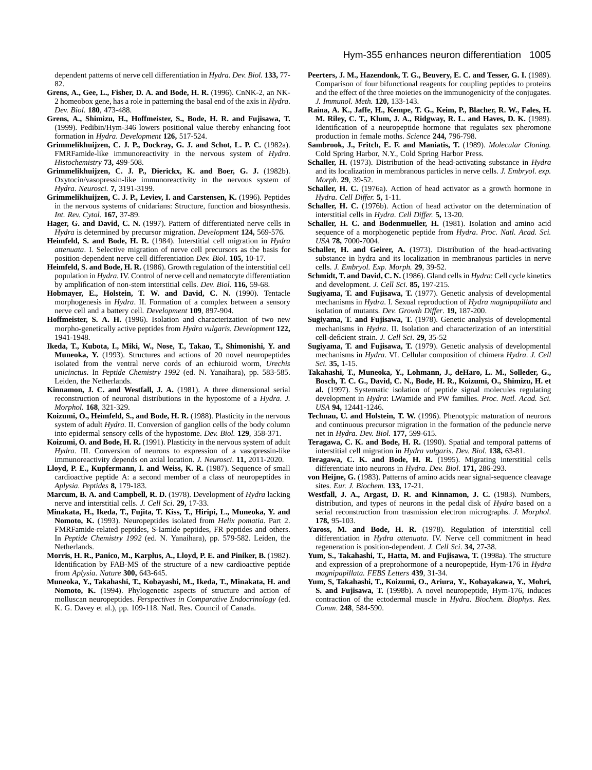dependent patterns of nerve cell differentiation in *Hydra*. *Dev. Biol.* **133,** 77-82.

**Grens, A., Gee, L., Fisher, D. A. and Bode, H. R.** (1996). CnNK-2, an NK-2 homeobox gene, has a role in patterning the basal end of the axis in *Hydra*. *Dev. Biol.* **180**, 473-488.

**Grens, A., Shimizu, H., Hoffmeister, S., Bode, H. R. and Fujisawa, T.** (1999). Pedibin/Hym-346 lowers positional value thereby enhancing foot formation in *Hydra*. *Development* **126,** 517-524.

**Grimmelikhuijzen, C. J. P., Dockray, G. J. and Schot, L. P. C.** (1982a). FMRFamide-like immunoreactivity in the nervous system of *Hydra*. *Histochemistry* **73,** 499-508.

**Grimmelikhuijzen, C. J. P., Dierickx, K. and Boer, G. J.** (1982b). Oxytocin/vasopressin-like immunoreactivity in the nervous system of *Hydra*. *Neurosci.* **7,** 3191-3199.

**Grimmelikhuijzen, C. J. P., Leviev, I. and Carstensen, K.** (1996). Peptides in the nervous systems of cnidarians: Structure, function and biosynthesis. *Int. Rev. Cytol.* **167,** 37-89.

**Hager, G. and David, C. N.** (1997). Pattern of differentiated nerve cells in *Hydra* is determined by precursor migration. *Development* **124,** 569-576.

**Heimfeld, S. and Bode, H. R.** (1984). Interstitial cell migration in *Hydra attenuata*. I. Selective migration of nerve cell precursors as the basis for position-dependent nerve cell differentiation *Dev. Biol.* **105,** 10-17.

**Heimfeld, S. and Bode, H. R.** (1986). Growth regulation of the interstitial cell population in *Hydra*. IV. Control of nerve cell and nematocyte differentiation by amplification of non-stem interstitial cells. *Dev. Biol.* **116,** 59-68.

**Hobmayer, E., Holstein, T. W. and David, C. N.** (1990). Tentacle morphogenesis in *Hydra*. II. Formation of a complex between a sensory nerve cell and a battery cell. *Development* **109**, 897-904.

**Hoffmeister, S. A. H.** (1996). Isolation and characterization of two new morpho-genetically active peptides from *Hydra vulgaris*. *Development* **122,** 1941-1948.

**Ikeda, T., Kubota, I., Miki, W., Nose, T., Takao, T., Shimonishi, Y. and Muneoka, Y.** (1993). Structures and actions of 20 novel neuropeptides isolated from the ventral nerve cords of an echiuroid worm, *Urechis unicinctus*. In *Peptide Chemistry 1992* (ed. N. Yanaihara), pp. 583-585. Leiden, the Netherlands.

**Kinnamon, J. C. and Westfall, J. A.** (1981). A three dimensional serial reconstruction of neuronal distributions in the hypostome of a *Hydra*. *J. Morphol.* **168**, 321-329.

**Koizumi, O., Heimfeld, S., and Bode, H. R.** (1988). Plasticity in the nervous system of adult *Hydra*. II. Conversion of ganglion cells of the body column into epidermal sensory cells of the hypostome. *Dev. Biol.* **129**, 358-371.

**Koizumi, O. and Bode, H. R.** (1991). Plasticity in the nervous system of adult *Hydra*. III. Conversion of neurons to expression of a vasopressin-like immunoreactivity depends on axial location. *J. Neurosci*. **11,** 2011-2020.

**Lloyd, P. E., Kupfermann, I. and Weiss, K. R.** (1987). Sequence of small cardioactive peptide A: a second member of a class of neuropeptides in *Aplysia*. *Peptides* **8,** 179-183.

**Marcum, B. A. and Campbell, R. D.** (1978). Development of *Hydra* lacking nerve and interstitial cells. *J. Cell Sci*. **29,** 17-33.

**Minakata, H., Ikeda, T., Fujita, T. Kiss, T., Hiripi, L., Muneoka, Y. and Nomoto, K.** (1993). Neuropeptides isolated from *Helix pomatia*. Part 2. FMRFamide-related peptides, S-Iamide peptides, FR peptides and others. In *Peptide Chemistry 1992* (ed. N. Yanaihara), pp. 579-582. Leiden, the Netherlands.

**Morris, H. R., Panico, M., Karplus, A., Lloyd, P. E. and Piniker, B.** (1982). Identification by FAB-MS of the structure of a new cardioactive peptide from *Aplysia*. *Nature* **300,** 643-645.

**Muneoka, Y., Takahashi, T., Kobayashi, M., Ikeda, T., Minakata, H. and Nomoto, K.** (1994). Phylogenetic aspects of structure and action of molluscan neuropeptides. *Perspectives in Comparative Endocrinology* (ed. K. G. Davey et al.), pp. 109-118. Natl. Res. Council of Canada.

**Peerters, J. M., Hazendonk, T. G., Beuvery, E. C. and Tesser, G. I.** (1989). Comparison of four bifunctional reagents for coupling peptides to proteins and the effect of the three moieties on the immunogenicity of the conjugates. *J. Immunol. Meth.* **120,** 133-143.

**Raina, A. K., Jaffe, H., Kempe, T. G., Keim, P., Blacher, R. W., Fales, H. M. Riley, C. T., Klum, J. A., Ridgway, R. L. and Haves, D. K.** (1989). Identification of a neuropeptide hormone that regulates sex pheromone production in female moths. *Science* **244,** 796-798.

**Sambrook, J., Fritch, E. F. and Maniatis, T.** (1989). *Molecular Cloning.* Cold Spring Harbor, N.Y., Cold Spring Harbor Press.

**Schaller, H.** (1973). Distribution of the head-activating substance in *Hydra* and its localization in membranous particles in nerve cells. *J. Embryol. exp. Morph*. **29**, 39-52.

**Schaller, H. C.** (1976a). Action of head activator as a growth hormone in *Hydra*. *Cell Differ.* **5,** 1-11.

**Schaller, H. C.** (1976b). Action of head activator on the determination of interstitial cells in *Hydra*. *Cell Differ.* **5,** 13-20.

**Schaller, H. C. and Bodenmueller, H.** (1981). Isolation and amino acid sequence of a morphogenetic peptide from *Hydra*. *Proc. Natl. Acad. Sci. USA* **78,** 7000-7004.

**Schaller, H. and Geirer, A.** (1973). Distribution of the head-activating substance in hydra and its localization in membranous particles in nerve cells. *J. Embryol. Exp. Morph.* **29**, 39-52.

**Schmidt, T. and David, C. N.** (1986). Gland cells in *Hydra*: Cell cycle kinetics and development. *J. Cell Sci.* **85,** 197-215.

**Sugiyama, T. and Fujisawa, T.** (1977). Genetic analysis of developmental mechanisms in *Hydra*. I. Sexual reproduction of *Hydra magnipapillata* and isolation of mutants. *Dev. Growth Differ*. **19,** 187-200.

**Sugiyama, T. and Fujisawa, T.** (1978). Genetic analysis of developmental mechanisms in *Hydra*. II. Isolation and characterization of an interstitial cell-deficient strain. *J. Cell Sci*. **29,** 35-52

**Sugiyama, T. and Fujisawa, T.** (1979). Genetic analysis of developmental mechanisms in *Hydra*. VI. Cellular composition of chimera *Hydra*. *J. Cell Sci.* **35,** 1-15.

**Takahashi, T., Muneoka, Y., Lohmann, J., deHaro, L. M., Solleder, G., Bosch, T. C. G., David, C. N., Bode, H. R., Koizumi, O., Shimizu, H. et al.** (1997). Systematic isolation of peptide signal molecules regulating development in *Hydra*: LWamide and PW families. *Proc. Natl. Acad. Sci. USA* **94,** 12441-1246.

**Technau, U. and Holstein, T. W.** (1996). Phenotypic maturation of neurons and continuous precursor migration in the formation of the peduncle nerve net in *Hydra*. *Dev. Biol.* **177,** 599-615.

**Teragawa, C. K. and Bode, H. R.** (1990). Spatial and temporal patterns of interstitial cell migration in *Hydra vulgaris*. *Dev. Biol.* **138,** 63-81.

**Teragawa, C. K. and Bode, H. R.** (1995). Migrating interstitial cells differentiate into neurons in *Hydra*. *Dev. Biol*. **171,** 286-293.

**von Heijne, G.** (1983). Patterns of amino acids near signal-sequence cleavage sites. *Eur. J. Biochem.* **133,** 17-21.

**Westfall, J. A., Argast, D. R. and Kinnamon, J. C.** (1983). Numbers, distribution, and types of neurons in the pedal disk of *Hydra* based on a serial reconstruction from trasmission electron micrographs. *J. Morphol*. **178,** 95-103.

**Yaross, M. and Bode, H. R.** (1978). Regulation of interstitial cell differentiation in *Hydra attenuata*. IV. Nerve cell commitment in head regeneration is position-dependent. *J. Cell Sci*. **34,** 27-38.

**Yum, S., Takahashi, T., Hatta, M. and Fujisawa, T.** (1998a). The structure and expression of a preprohormone of a neuropeptide, Hym-176 in *Hydra magnipapillata. FEBS Letters* **439**, 31-34.

**Yum, S, Takahashi, T., Koizumi, O., Ariura, Y., Kobayakawa, Y., Mohri, S. and Fujisawa, T.** (1998b). A novel neuropeptide, Hym-176, induces contraction of the ectodermal muscle in *Hydra*. *Biochem. Biophys. Res. Comm*. **248**, 584-590.